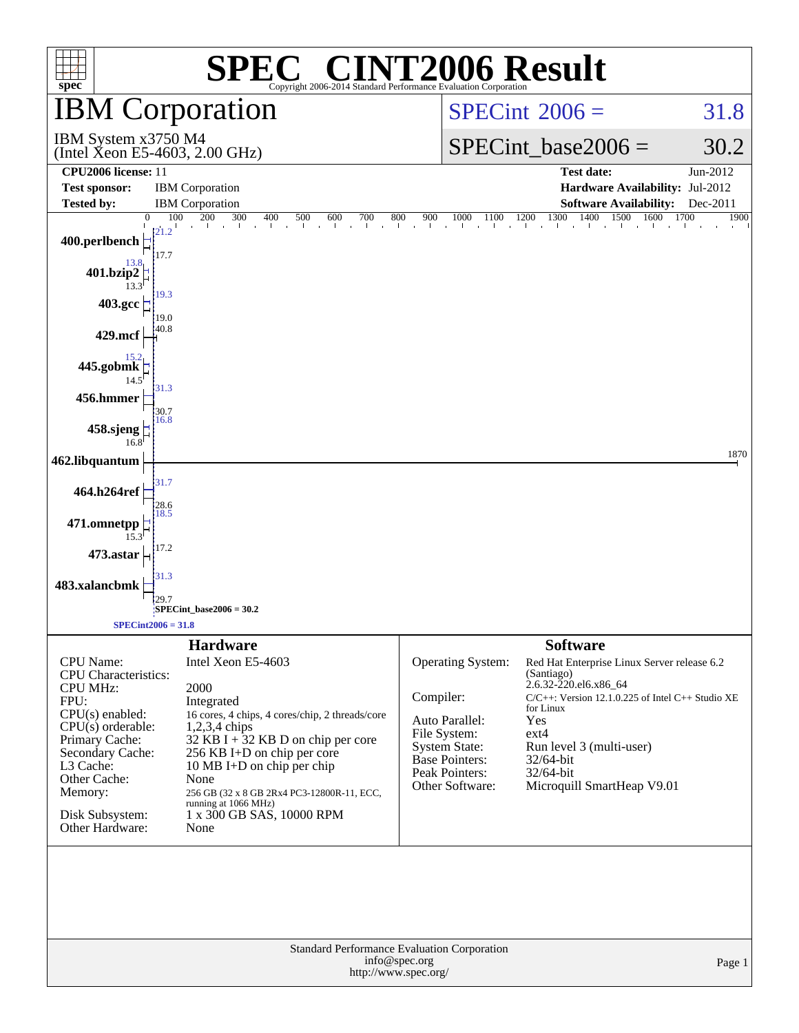# SPEC® CINT2006 Result

Copyright 2006-2014 Standard Performance Evaluation Corporation

## IBM Corporation

IBM System x3750 M4
(Intel Xeon E5-4603, 2.00 GHz)

SPECint 2006 = 31.8

SPECint_base2006 = 30.2

| | | | |
|---|---|---|---|
| **CPU2006 license:** | 11 | **Test date:** | Jun-2012 |
| **Test sponsor:** | IBM Corporation | **Hardware Availability:** | Jul-2012 |
| **Tested by:** | IBM Corporation | **Software Availability:** | Dec-2011 |

| Benchmark | Peak | Base |
|---|---|---|
| 400.perlbench | 21.2 | 17.7 |
| 401.bzip2 | 13.8 | 13.3 |
| 403.gcc | 19.3 | 19.0 |
| 429.mcf | 40.8 | 40.8 |
| 445.gobmk | 15.2 | 14.5 |
| 456.hmmer | 31.3 | 30.7 |
| 458.sjeng | 16.8 | 16.8 |
| 462.libquantum | 1870 | 1870 |
| 464.h264ref | 31.7 | 28.6 |
| 471.omnetpp | 18.5 | 15.3 |
| 473.astar | 17.2 | 17.2 |
| 483.xalancbmk | 31.3 | 29.7 |

SPECint_base2006 = 30.2

SPECint2006 = 31.8

### Hardware

| | |
|---|---|
| CPU Name: | Intel Xeon E5-4603 |
| CPU Characteristics: | |
| CPU MHz: | 2000 |
| FPU: | Integrated |
| CPU(s) enabled: | 16 cores, 4 chips, 4 cores/chip, 2 threads/core |
| CPU(s) orderable: | 1,2,3,4 chips |
| Primary Cache: | 32 KB I + 32 KB D on chip per core |
| Secondary Cache: | 256 KB I+D on chip per core |
| L3 Cache: | 10 MB I+D on chip per chip |
| Other Cache: | None |
| Memory: | 256 GB (32 x 8 GB 2Rx4 PC3-12800R-11, ECC, running at 1066 MHz) |
| Disk Subsystem: | 1 x 300 GB SAS, 10000 RPM |
| Other Hardware: | None |

### Software

| | |
|---|---|
| Operating System: | Red Hat Enterprise Linux Server release 6.2 (Santiago) 2.6.32-220.el6.x86_64 |
| Compiler: | C/C++: Version 12.1.0.225 of Intel C++ Studio XE for Linux |
| Auto Parallel: | Yes |
| File System: | ext4 |
| System State: | Run level 3 (multi-user) |
| Base Pointers: | 32/64-bit |
| Peak Pointers: | 32/64-bit |
| Other Software: | Microquill SmartHeap V9.01 |

Standard Performance Evaluation Corporation
info@spec.org
http://www.spec.org/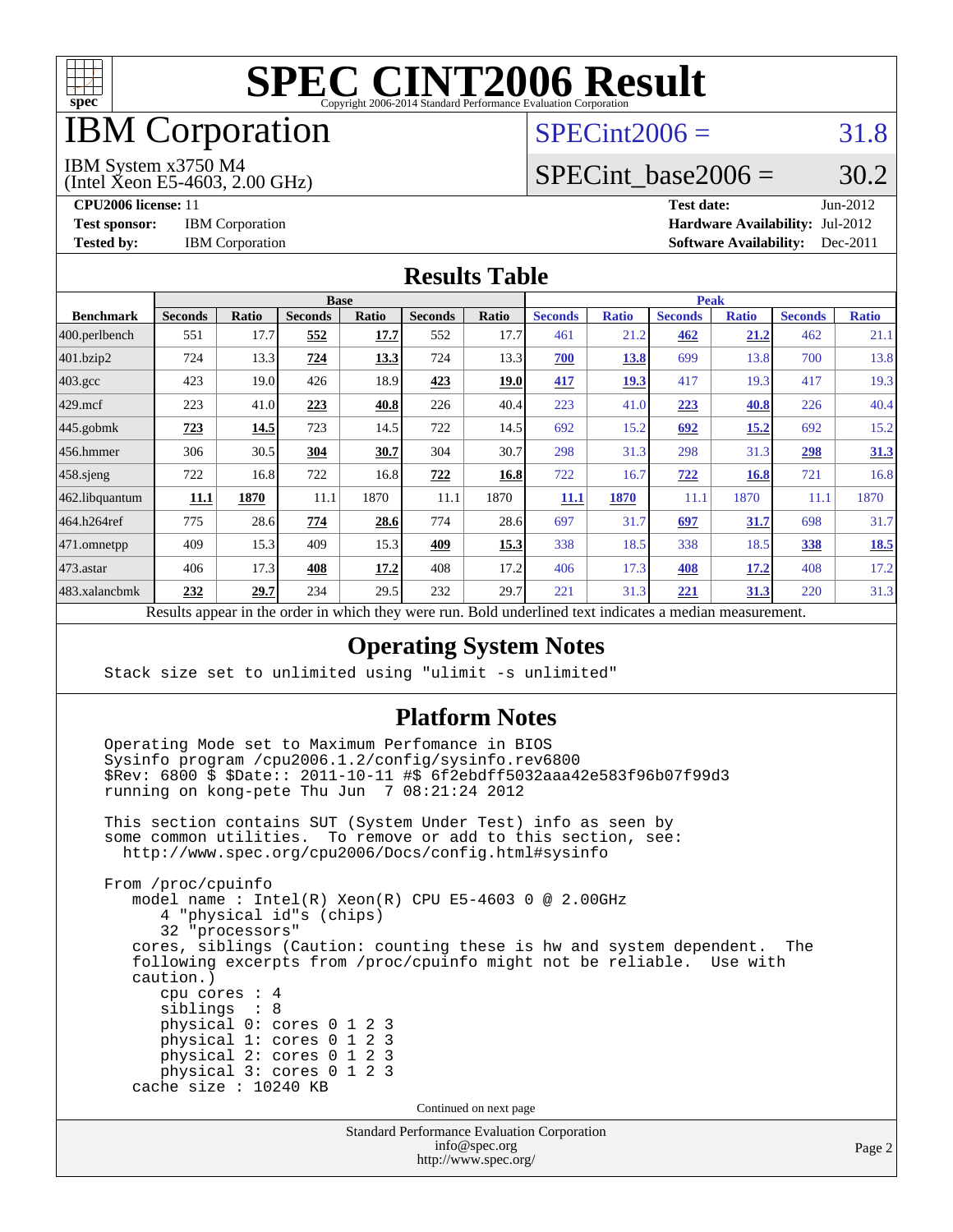# SPEC CINT2006 Result

Copyright 2006-2014 Standard Performance Evaluation Corporation

## IBM Corporation

IBM System x3750 M4
(Intel Xeon E5-4603, 2.00 GHz)

SPECint2006 = 31.8

SPECint_base2006 = 30.2

**CPU2006 license:** 11
**Test sponsor:** IBM Corporation
**Tested by:** IBM Corporation

**Test date:** Jun-2012
**Hardware Availability:** Jul-2012
**Software Availability:** Dec-2011

### Results Table

| Benchmark | Base | | | | | | Peak | | | | | |
|---|---|---|---|---|---|---|---|---|---|---|---|---|
| | Seconds | Ratio | Seconds | Ratio | Seconds | Ratio | Seconds | Ratio | Seconds | Ratio | Seconds | Ratio |
| 400.perlbench | 551 | 17.7 | **552** | **17.7** | 552 | 17.7 | 461 | 21.2 | **462** | **21.2** | 462 | 21.1 |
| 401.bzip2 | 724 | 13.3 | **724** | **13.3** | 724 | 13.3 | **700** | **13.8** | 699 | 13.8 | 700 | 13.8 |
| 403.gcc | 423 | 19.0 | 426 | 18.9 | **423** | **19.0** | **417** | **19.3** | 417 | 19.3 | 417 | 19.3 |
| 429.mcf | 223 | 41.0 | **223** | **40.8** | 226 | 40.4 | 223 | 41.0 | **223** | **40.8** | 226 | 40.4 |
| 445.gobmk | **723** | **14.5** | 723 | 14.5 | 722 | 14.5 | 692 | 15.2 | **692** | **15.2** | 692 | 15.2 |
| 456.hmmer | 306 | 30.5 | **304** | **30.7** | 304 | 30.7 | 298 | 31.3 | 298 | 31.3 | **298** | **31.3** |
| 458.sjeng | 722 | 16.8 | 722 | 16.8 | **722** | **16.8** | 722 | 16.7 | **722** | **16.8** | 721 | 16.8 |
| 462.libquantum | **11.1** | **1870** | 11.1 | 1870 | 11.1 | 1870 | **11.1** | **1870** | 11.1 | 1870 | 11.1 | 1870 |
| 464.h264ref | 775 | 28.6 | **774** | **28.6** | 774 | 28.6 | 697 | 31.7 | **697** | **31.7** | 698 | 31.7 |
| 471.omnetpp | 409 | 15.3 | 409 | 15.3 | **409** | **15.3** | 338 | 18.5 | 338 | 18.5 | **338** | **18.5** |
| 473.astar | 406 | 17.3 | **408** | **17.2** | 408 | 17.2 | 406 | 17.3 | **408** | **17.2** | 408 | 17.2 |
| 483.xalancbmk | **232** | **29.7** | 234 | 29.5 | 232 | 29.7 | 221 | 31.3 | **221** | **31.3** | 220 | 31.3 |

Results appear in the order in which they were run. Bold underlined text indicates a median measurement.

### Operating System Notes

```
Stack size set to unlimited using "ulimit -s unlimited"
```

### Platform Notes

```
Operating Mode set to Maximum Perfomance in BIOS
Sysinfo program /cpu2006.1.2/config/sysinfo.rev6800
$Rev: 6800 $ $Date:: 2011-10-11 #$ 6f2ebdff5032aaa42e583f96b07f99d3
running on kong-pete Thu Jun  7 08:21:24 2012

This section contains SUT (System Under Test) info as seen by
some common utilities.  To remove or add to this section, see:
  http://www.spec.org/cpu2006/Docs/config.html#sysinfo

From /proc/cpuinfo
   model name : Intel(R) Xeon(R) CPU E5-4603 0 @ 2.00GHz
      4 "physical id"s (chips)
      32 "processors"
   cores, siblings (Caution: counting these is hw and system dependent.  The
   following excerpts from /proc/cpuinfo might not be reliable.  Use with
   caution.)
      cpu cores : 4
      siblings  : 8
      physical 0: cores 0 1 2 3
      physical 1: cores 0 1 2 3
      physical 2: cores 0 1 2 3
      physical 3: cores 0 1 2 3
   cache size : 10240 KB
```

Continued on next page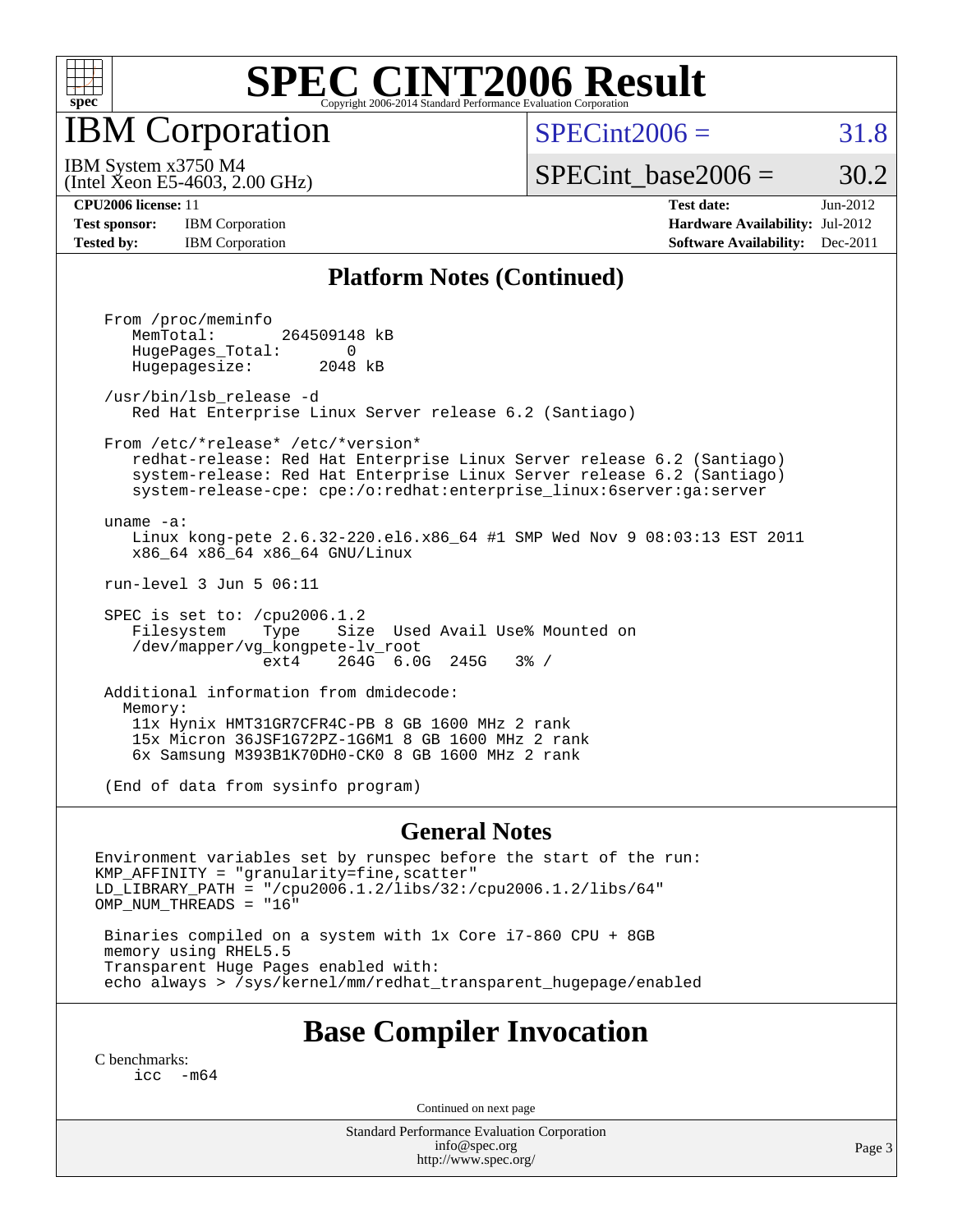# SPEC CINT2006 Result

Copyright 2006-2014 Standard Performance Evaluation Corporation

## IBM Corporation

IBM System x3750 M4
(Intel Xeon E5-4603, 2.00 GHz)

SPECint2006 = 31.8

SPECint_base2006 = 30.2

| | | | |
|---|---|---|---|
| **CPU2006 license:** 11 | | **Test date:** | Jun-2012 |
| **Test sponsor:** | IBM Corporation | **Hardware Availability:** | Jul-2012 |
| **Tested by:** | IBM Corporation | **Software Availability:** | Dec-2011 |

## Platform Notes (Continued)

```
From /proc/meminfo
   MemTotal:       264509148 kB
   HugePages_Total:       0
   Hugepagesize:       2048 kB

/usr/bin/lsb_release -d
   Red Hat Enterprise Linux Server release 6.2 (Santiago)

From /etc/*release* /etc/*version*
   redhat-release: Red Hat Enterprise Linux Server release 6.2 (Santiago)
   system-release: Red Hat Enterprise Linux Server release 6.2 (Santiago)
   system-release-cpe: cpe:/o:redhat:enterprise_linux:6server:ga:server

uname -a:
   Linux kong-pete 2.6.32-220.el6.x86_64 #1 SMP Wed Nov 9 08:03:13 EST 2011
   x86_64 x86_64 x86_64 GNU/Linux

run-level 3 Jun 5 06:11

SPEC is set to: /cpu2006.1.2
   Filesystem    Type    Size  Used Avail Use% Mounted on
   /dev/mapper/vg_kongpete-lv_root
                 ext4    264G  6.0G  245G   3% /

Additional information from dmidecode:
  Memory:
   11x Hynix HMT31GR7CFR4C-PB 8 GB 1600 MHz 2 rank
   15x Micron 36JSF1G72PZ-1G6M1 8 GB 1600 MHz 2 rank
   6x Samsung M393B1K70DH0-CK0 8 GB 1600 MHz 2 rank

(End of data from sysinfo program)
```

## General Notes

```
Environment variables set by runspec before the start of the run:
KMP_AFFINITY = "granularity=fine,scatter"
LD_LIBRARY_PATH = "/cpu2006.1.2/libs/32:/cpu2006.1.2/libs/64"
OMP_NUM_THREADS = "16"

 Binaries compiled on a system with 1x Core i7-860 CPU + 8GB
 memory using RHEL5.5
 Transparent Huge Pages enabled with:
 echo always > /sys/kernel/mm/redhat_transparent_hugepage/enabled
```

## Base Compiler Invocation

C benchmarks:
    icc  -m64

Continued on next page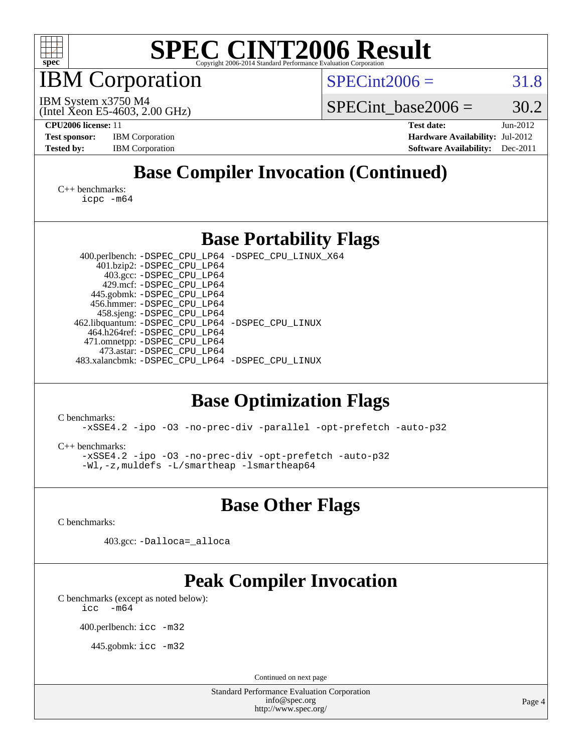# SPEC CINT2006 Result

Copyright 2006-2014 Standard Performance Evaluation Corporation

## IBM Corporation

IBM System x3750 M4
(Intel Xeon E5-4603, 2.00 GHz)

SPECint2006 = 31.8

SPECint_base2006 = 30.2

**CPU2006 license:** 11
**Test sponsor:** IBM Corporation
**Tested by:** IBM Corporation

**Test date:** Jun-2012
**Hardware Availability:** Jul-2012
**Software Availability:** Dec-2011

## Base Compiler Invocation (Continued)

C++ benchmarks:
```
icpc -m64
```

## Base Portability Flags

| Benchmark | Flags |
|---|---|
| 400.perlbench: | -DSPEC_CPU_LP64 -DSPEC_CPU_LINUX_X64 |
| 401.bzip2: | -DSPEC_CPU_LP64 |
| 403.gcc: | -DSPEC_CPU_LP64 |
| 429.mcf: | -DSPEC_CPU_LP64 |
| 445.gobmk: | -DSPEC_CPU_LP64 |
| 456.hmmer: | -DSPEC_CPU_LP64 |
| 458.sjeng: | -DSPEC_CPU_LP64 |
| 462.libquantum: | -DSPEC_CPU_LP64 -DSPEC_CPU_LINUX |
| 464.h264ref: | -DSPEC_CPU_LP64 |
| 471.omnetpp: | -DSPEC_CPU_LP64 |
| 473.astar: | -DSPEC_CPU_LP64 |
| 483.xalancbmk: | -DSPEC_CPU_LP64 -DSPEC_CPU_LINUX |

## Base Optimization Flags

C benchmarks:
```
-xSSE4.2 -ipo -O3 -no-prec-div -parallel -opt-prefetch -auto-p32
```

C++ benchmarks:
```
-xSSE4.2 -ipo -O3 -no-prec-div -opt-prefetch -auto-p32
-Wl,-z,muldefs -L/smartheap -lsmartheap64
```

## Base Other Flags

C benchmarks:

403.gcc: `-Dalloca=_alloca`

## Peak Compiler Invocation

C benchmarks (except as noted below):
```
icc  -m64
```

400.perlbench: `icc -m32`

445.gobmk: `icc -m32`

Continued on next page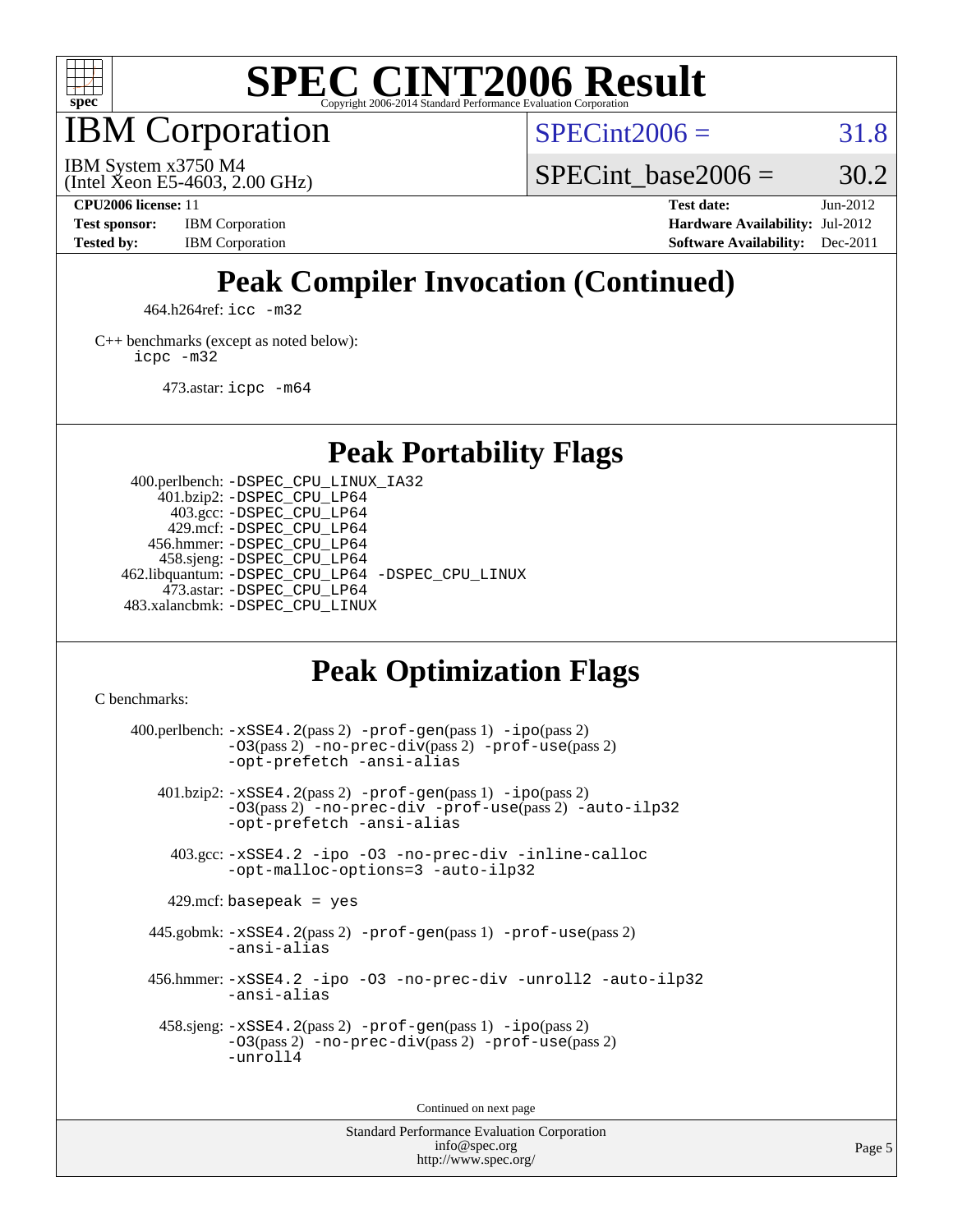# SPEC CINT2006 Result

Copyright 2006-2014 Standard Performance Evaluation Corporation

## IBM Corporation

IBM System x3750 M4
(Intel Xeon E5-4603, 2.00 GHz)

SPECint2006 = 31.8

SPECint_base2006 = 30.2

**CPU2006 license:** 11
**Test sponsor:** IBM Corporation
**Tested by:** IBM Corporation

**Test date:** Jun-2012
**Hardware Availability:** Jul-2012
**Software Availability:** Dec-2011

## Peak Compiler Invocation (Continued)

464.h264ref: `icc -m32`

C++ benchmarks (except as noted below):
`icpc -m32`

473.astar: `icpc -m64`

## Peak Portability Flags

400.perlbench: `-DSPEC_CPU_LINUX_IA32`
401.bzip2: `-DSPEC_CPU_LP64`
403.gcc: `-DSPEC_CPU_LP64`
429.mcf: `-DSPEC_CPU_LP64`
456.hmmer: `-DSPEC_CPU_LP64`
458.sjeng: `-DSPEC_CPU_LP64`
462.libquantum: `-DSPEC_CPU_LP64 -DSPEC_CPU_LINUX`
473.astar: `-DSPEC_CPU_LP64`
483.xalancbmk: `-DSPEC_CPU_LINUX`

## Peak Optimization Flags

C benchmarks:

400.perlbench: `-xSSE4.2`(pass 2) `-prof-gen`(pass 1) `-ipo`(pass 2) `-O3`(pass 2) `-no-prec-div`(pass 2) `-prof-use`(pass 2) `-opt-prefetch -ansi-alias`

401.bzip2: `-xSSE4.2`(pass 2) `-prof-gen`(pass 1) `-ipo`(pass 2) `-O3`(pass 2) `-no-prec-div -prof-use`(pass 2) `-auto-ilp32 -opt-prefetch -ansi-alias`

403.gcc: `-xSSE4.2 -ipo -O3 -no-prec-div -inline-calloc -opt-malloc-options=3 -auto-ilp32`

429.mcf: `basepeak = yes`

445.gobmk: `-xSSE4.2`(pass 2) `-prof-gen`(pass 1) `-prof-use`(pass 2) `-ansi-alias`

456.hmmer: `-xSSE4.2 -ipo -O3 -no-prec-div -unroll2 -auto-ilp32 -ansi-alias`

458.sjeng: `-xSSE4.2`(pass 2) `-prof-gen`(pass 1) `-ipo`(pass 2) `-O3`(pass 2) `-no-prec-div`(pass 2) `-prof-use`(pass 2) `-unroll4`

Continued on next page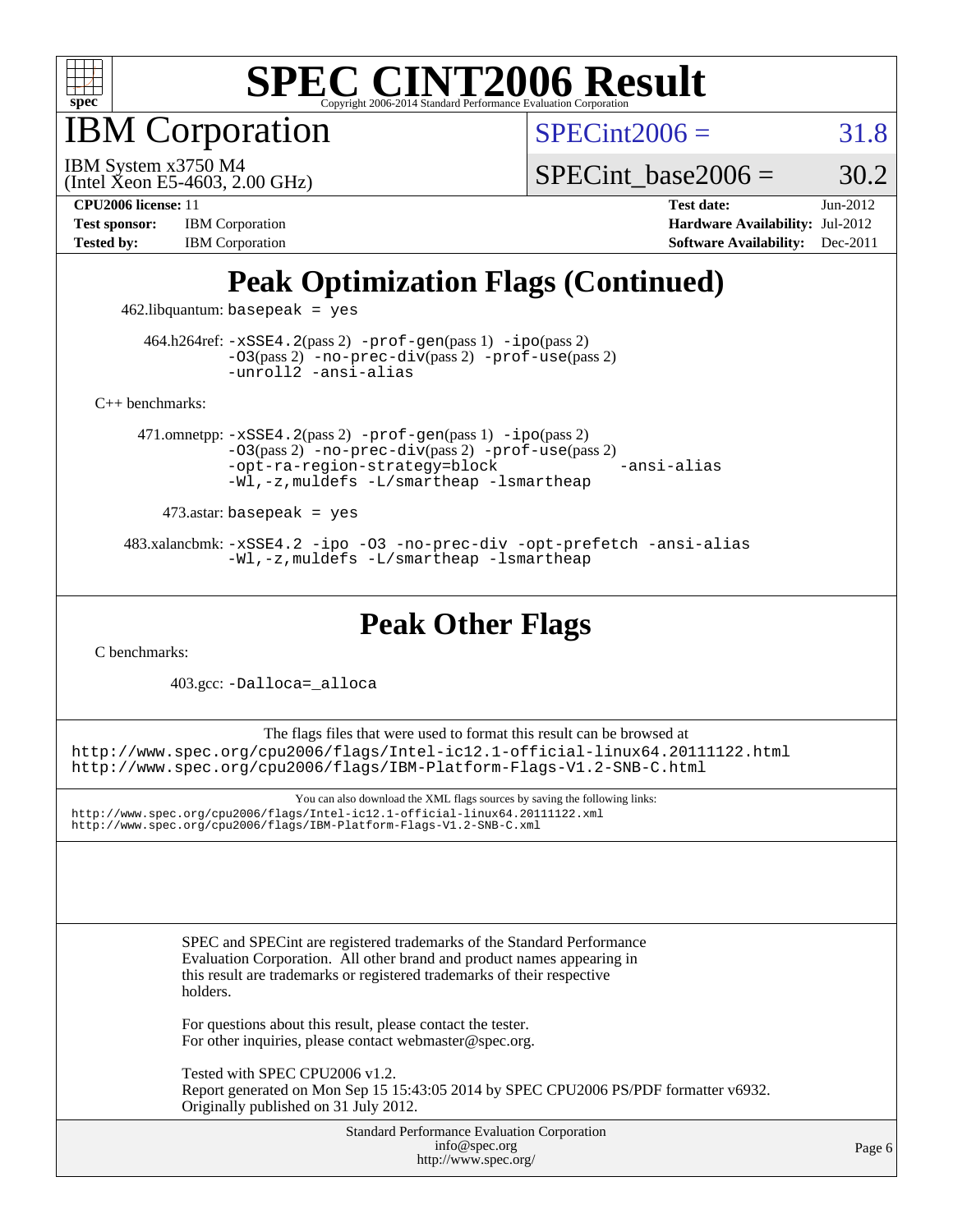# SPEC CINT2006 Result

Copyright 2006-2014 Standard Performance Evaluation Corporation

# IBM Corporation

IBM System x3750 M4
(Intel Xeon E5-4603, 2.00 GHz)

SPECint2006 = 31.8

SPECint_base2006 = 30.2

| | | | |
|---|---|---|---|
| **CPU2006 license:** 11 | | **Test date:** | Jun-2012 |
| **Test sponsor:** | IBM Corporation | **Hardware Availability:** | Jul-2012 |
| **Tested by:** | IBM Corporation | **Software Availability:** | Dec-2011 |

## Peak Optimization Flags (Continued)

462.libquantum: basepeak = yes

464.h264ref: -xSSE4.2(pass 2) -prof-gen(pass 1) -ipo(pass 2) -O3(pass 2) -no-prec-div(pass 2) -prof-use(pass 2) -unroll2 -ansi-alias

C++ benchmarks:

471.omnetpp: -xSSE4.2(pass 2) -prof-gen(pass 1) -ipo(pass 2) -O3(pass 2) -no-prec-div(pass 2) -prof-use(pass 2) -opt-ra-region-strategy=block -ansi-alias -Wl,-z,muldefs -L/smartheap -lsmartheap

473.astar: basepeak = yes

483.xalancbmk: -xSSE4.2 -ipo -O3 -no-prec-div -opt-prefetch -ansi-alias -Wl,-z,muldefs -L/smartheap -lsmartheap

## Peak Other Flags

C benchmarks:

403.gcc: -Dalloca=_alloca

The flags files that were used to format this result can be browsed at
http://www.spec.org/cpu2006/flags/Intel-ic12.1-official-linux64.20111122.html
http://www.spec.org/cpu2006/flags/IBM-Platform-Flags-V1.2-SNB-C.html

You can also download the XML flags sources by saving the following links:
http://www.spec.org/cpu2006/flags/Intel-ic12.1-official-linux64.20111122.xml
http://www.spec.org/cpu2006/flags/IBM-Platform-Flags-V1.2-SNB-C.xml

SPEC and SPECint are registered trademarks of the Standard Performance Evaluation Corporation. All other brand and product names appearing in this result are trademarks or registered trademarks of their respective holders.

For questions about this result, please contact the tester.
For other inquiries, please contact webmaster@spec.org.

Tested with SPEC CPU2006 v1.2.
Report generated on Mon Sep 15 15:43:05 2014 by SPEC CPU2006 PS/PDF formatter v6932.
Originally published on 31 July 2012.

Standard Performance Evaluation Corporation
info@spec.org
http://www.spec.org/